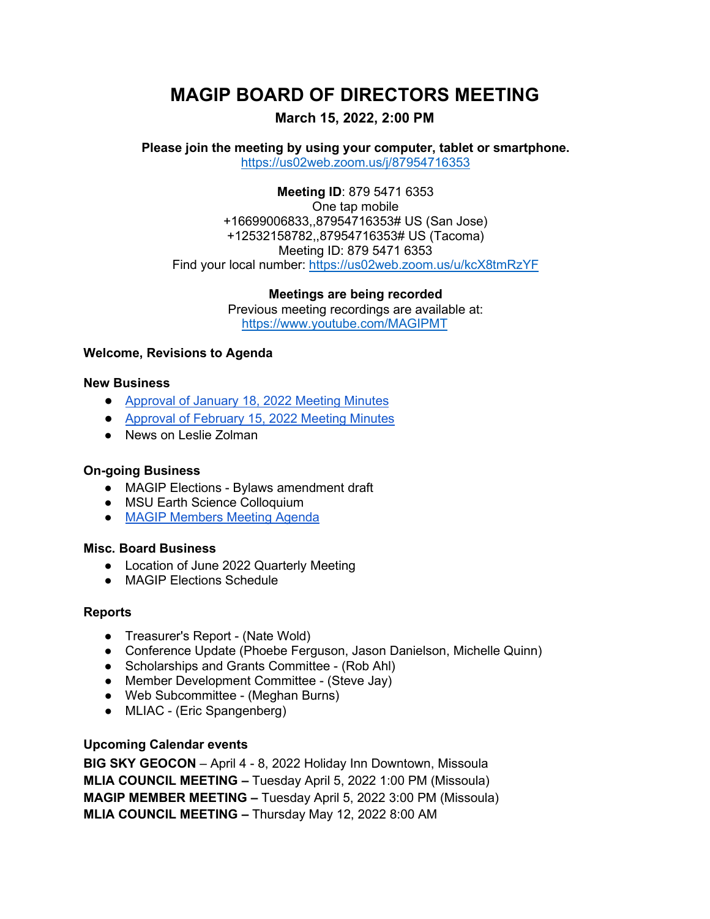# MAGIP BOARD OF DIRECTORS MEETING

**March 15, 2022, 2:00 PM**

**Please join the meeting by using your computer, tablet or smartphone.**
[https://us02web.zoom.us/j/87954716353](https://us02web.zoom.us/j/87954716353)

**Meeting ID**: 879 5471 6353
One tap mobile
+16699006833,,87954716353# US (San Jose)
+12532158782,,87954716353# US (Tacoma)
Meeting ID: 879 5471 6353
Find your local number: [https://us02web.zoom.us/u/kcX8tmRzYF](https://us02web.zoom.us/u/kcX8tmRzYF)

**Meetings are being recorded**
Previous meeting recordings are available at:
[https://www.youtube.com/MAGIPMT](https://www.youtube.com/MAGIPMT)

**Welcome, Revisions to Agenda**

**New Business**

- Approval of January 18, 2022 Meeting Minutes
- Approval of February 15, 2022 Meeting Minutes
- News on Leslie Zolman

**On-going Business**

- MAGIP Elections - Bylaws amendment draft
- MSU Earth Science Colloquium
- MAGIP Members Meeting Agenda

**Misc. Board Business**

- Location of June 2022 Quarterly Meeting
- MAGIP Elections Schedule

**Reports**

- Treasurer's Report - (Nate Wold)
- Conference Update (Phoebe Ferguson, Jason Danielson, Michelle Quinn)
- Scholarships and Grants Committee - (Rob Ahl)
- Member Development Committee - (Steve Jay)
- Web Subcommittee - (Meghan Burns)
- MLIAC - (Eric Spangenberg)

**Upcoming Calendar events**

**BIG SKY GEOCON** – April 4 - 8, 2022 Holiday Inn Downtown, Missoula
**MLIA COUNCIL MEETING –** Tuesday April 5, 2022 1:00 PM (Missoula)
**MAGIP MEMBER MEETING –** Tuesday April 5, 2022 3:00 PM (Missoula)
**MLIA COUNCIL MEETING –** Thursday May 12, 2022 8:00 AM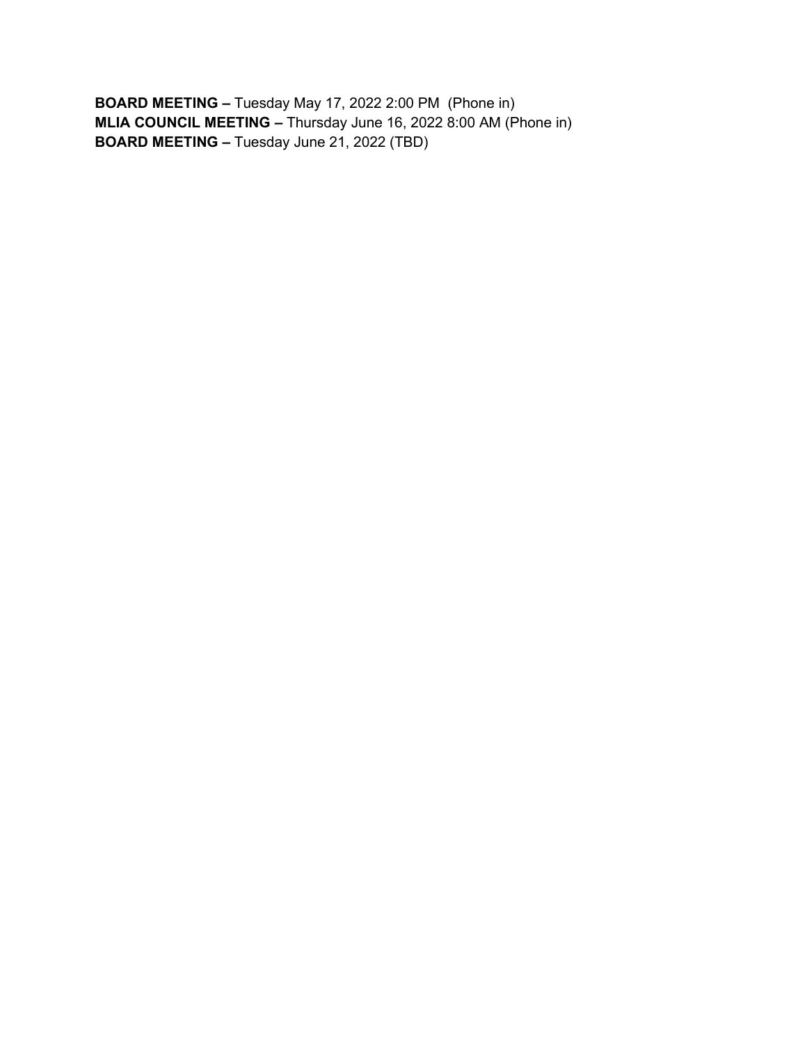**BOARD MEETING –** Tuesday May 17, 2022 2:00 PM (Phone in)
**MLIA COUNCIL MEETING –** Thursday June 16, 2022 8:00 AM (Phone in)
**BOARD MEETING –** Tuesday June 21, 2022 (TBD)